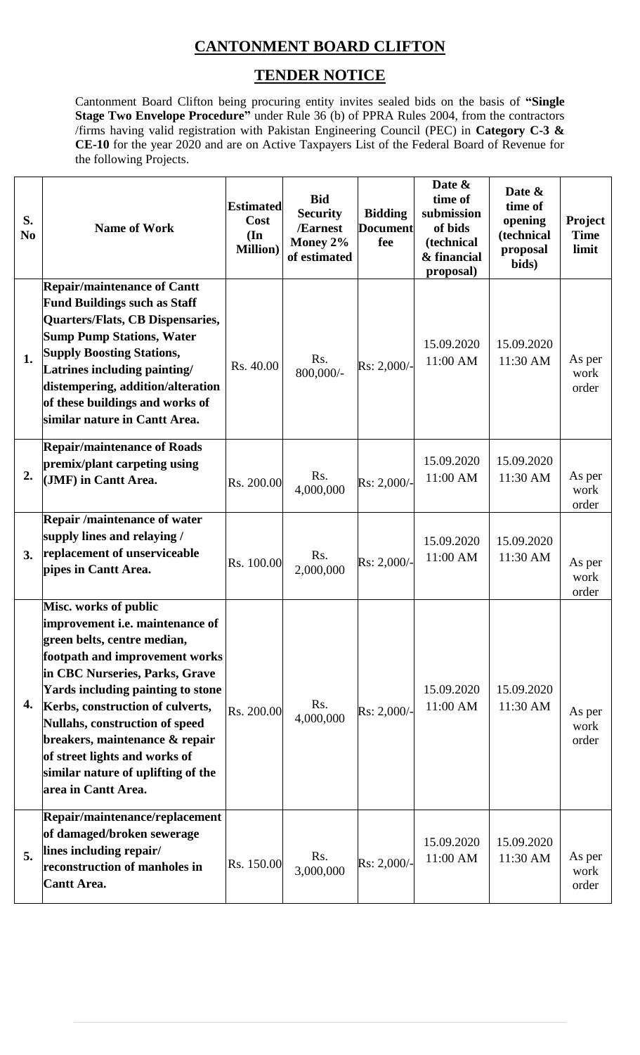## CANTONMENT BOARD CLIFTON

## TENDER NOTICE

Cantonment Board Clifton being procuring entity invites sealed bids on the basis of **"Single Stage Two Envelope Procedure"** under Rule 36 (b) of PPRA Rules 2004, from the contractors /firms having valid registration with Pakistan Engineering Council (PEC) in **Category C-3 & CE-10** for the year 2020 and are on Active Taxpayers List of the Federal Board of Revenue for the following Projects.

| S. No | Name of Work | Estimated Cost (In Million) | Bid Security /Earnest Money 2% of estimated | Bidding Document fee | Date & time of submission of bids (technical & financial proposal) | Date & time of opening (technical proposal bids) | Project Time limit |
|---|---|---|---|---|---|---|---|
| 1. | **Repair/maintenance of Cantt Fund Buildings such as Staff Quarters/Flats, CB Dispensaries, Sump Pump Stations, Water Supply Boosting Stations, Latrines including painting/ distempering, addition/alteration of these buildings and works of similar nature in Cantt Area.** | Rs. 40.00 | Rs. 800,000/- | Rs: 2,000/- | 15.09.2020 11:00 AM | 15.09.2020 11:30 AM | As per work order |
| 2. | **Repair/maintenance of Roads premix/plant carpeting using (JMF) in Cantt Area.** | Rs. 200.00 | Rs. 4,000,000 | Rs: 2,000/- | 15.09.2020 11:00 AM | 15.09.2020 11:30 AM | As per work order |
| 3. | **Repair /maintenance of water supply lines and relaying / replacement of unserviceable pipes in Cantt Area.** | Rs. 100.00 | Rs. 2,000,000 | Rs: 2,000/- | 15.09.2020 11:00 AM | 15.09.2020 11:30 AM | As per work order |
| 4. | **Misc. works of public improvement i.e. maintenance of green belts, centre median, footpath and improvement works in CBC Nurseries, Parks, Grave Yards including painting to stone Kerbs, construction of culverts, Nullahs, construction of speed breakers, maintenance & repair of street lights and works of similar nature of uplifting of the area in Cantt Area.** | Rs. 200.00 | Rs. 4,000,000 | Rs: 2,000/- | 15.09.2020 11:00 AM | 15.09.2020 11:30 AM | As per work order |
| 5. | **Repair/maintenance/replacement of damaged/broken sewerage lines including repair/ reconstruction of manholes in Cantt Area.** | Rs. 150.00 | Rs. 3,000,000 | Rs: 2,000/- | 15.09.2020 11:00 AM | 15.09.2020 11:30 AM | As per work order |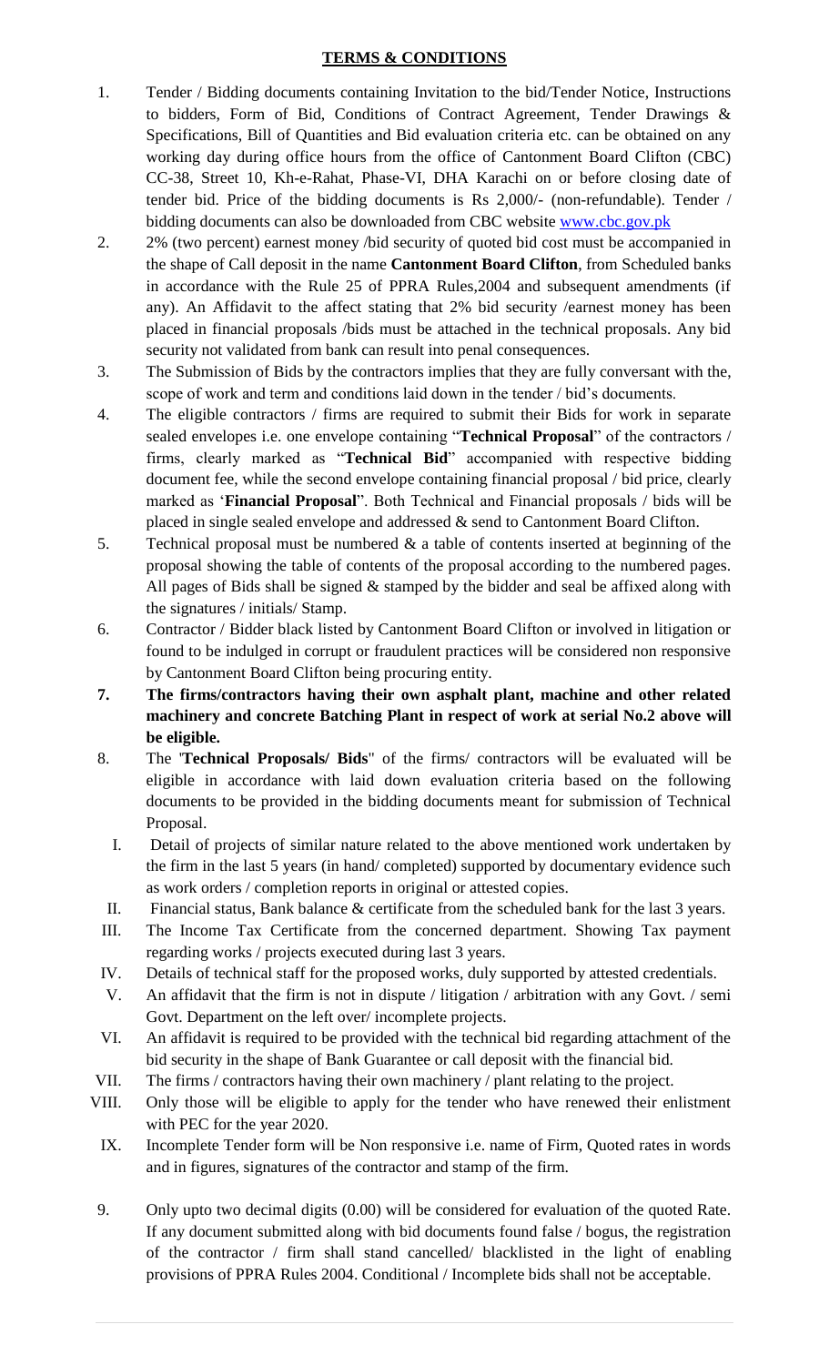**TERMS & CONDITIONS**

1. Tender / Bidding documents containing Invitation to the bid/Tender Notice, Instructions to bidders, Form of Bid, Conditions of Contract Agreement, Tender Drawings & Specifications, Bill of Quantities and Bid evaluation criteria etc. can be obtained on any working day during office hours from the office of Cantonment Board Clifton (CBC) CC-38, Street 10, Kh-e-Rahat, Phase-VI, DHA Karachi on or before closing date of tender bid. Price of the bidding documents is Rs 2,000/- (non-refundable). Tender / bidding documents can also be downloaded from CBC website www.cbc.gov.pk
2. 2% (two percent) earnest money /bid security of quoted bid cost must be accompanied in the shape of Call deposit in the name **Cantonment Board Clifton**, from Scheduled banks in accordance with the Rule 25 of PPRA Rules,2004 and subsequent amendments (if any). An Affidavit to the affect stating that 2% bid security /earnest money has been placed in financial proposals /bids must be attached in the technical proposals. Any bid security not validated from bank can result into penal consequences.
3. The Submission of Bids by the contractors implies that they are fully conversant with the, scope of work and term and conditions laid down in the tender / bid's documents.
4. The eligible contractors / firms are required to submit their Bids for work in separate sealed envelopes i.e. one envelope containing "**Technical Proposal**" of the contractors / firms, clearly marked as "**Technical Bid**" accompanied with respective bidding document fee, while the second envelope containing financial proposal / bid price, clearly marked as '**Financial Proposal**". Both Technical and Financial proposals / bids will be placed in single sealed envelope and addressed & send to Cantonment Board Clifton.
5. Technical proposal must be numbered & a table of contents inserted at beginning of the proposal showing the table of contents of the proposal according to the numbered pages. All pages of Bids shall be signed & stamped by the bidder and seal be affixed along with the signatures / initials/ Stamp.
6. Contractor / Bidder black listed by Cantonment Board Clifton or involved in litigation or found to be indulged in corrupt or fraudulent practices will be considered non responsive by Cantonment Board Clifton being procuring entity.
7. **The firms/contractors having their own asphalt plant, machine and other related machinery and concrete Batching Plant in respect of work at serial No.2 above will be eligible.**
8. The '**Technical Proposals/ Bids**" of the firms/ contractors will be evaluated will be eligible in accordance with laid down evaluation criteria based on the following documents to be provided in the bidding documents meant for submission of Technical Proposal.
   I. Detail of projects of similar nature related to the above mentioned work undertaken by the firm in the last 5 years (in hand/ completed) supported by documentary evidence such as work orders / completion reports in original or attested copies.
   II. Financial status, Bank balance & certificate from the scheduled bank for the last 3 years.
   III. The Income Tax Certificate from the concerned department. Showing Tax payment regarding works / projects executed during last 3 years.
   IV. Details of technical staff for the proposed works, duly supported by attested credentials.
   V. An affidavit that the firm is not in dispute / litigation / arbitration with any Govt. / semi Govt. Department on the left over/ incomplete projects.
   VI. An affidavit is required to be provided with the technical bid regarding attachment of the bid security in the shape of Bank Guarantee or call deposit with the financial bid.
   VII. The firms / contractors having their own machinery / plant relating to the project.
   VIII. Only those will be eligible to apply for the tender who have renewed their enlistment with PEC for the year 2020.
   IX. Incomplete Tender form will be Non responsive i.e. name of Firm, Quoted rates in words and in figures, signatures of the contractor and stamp of the firm.
9. Only upto two decimal digits (0.00) will be considered for evaluation of the quoted Rate. If any document submitted along with bid documents found false / bogus, the registration of the contractor / firm shall stand cancelled/ blacklisted in the light of enabling provisions of PPRA Rules 2004. Conditional / Incomplete bids shall not be acceptable.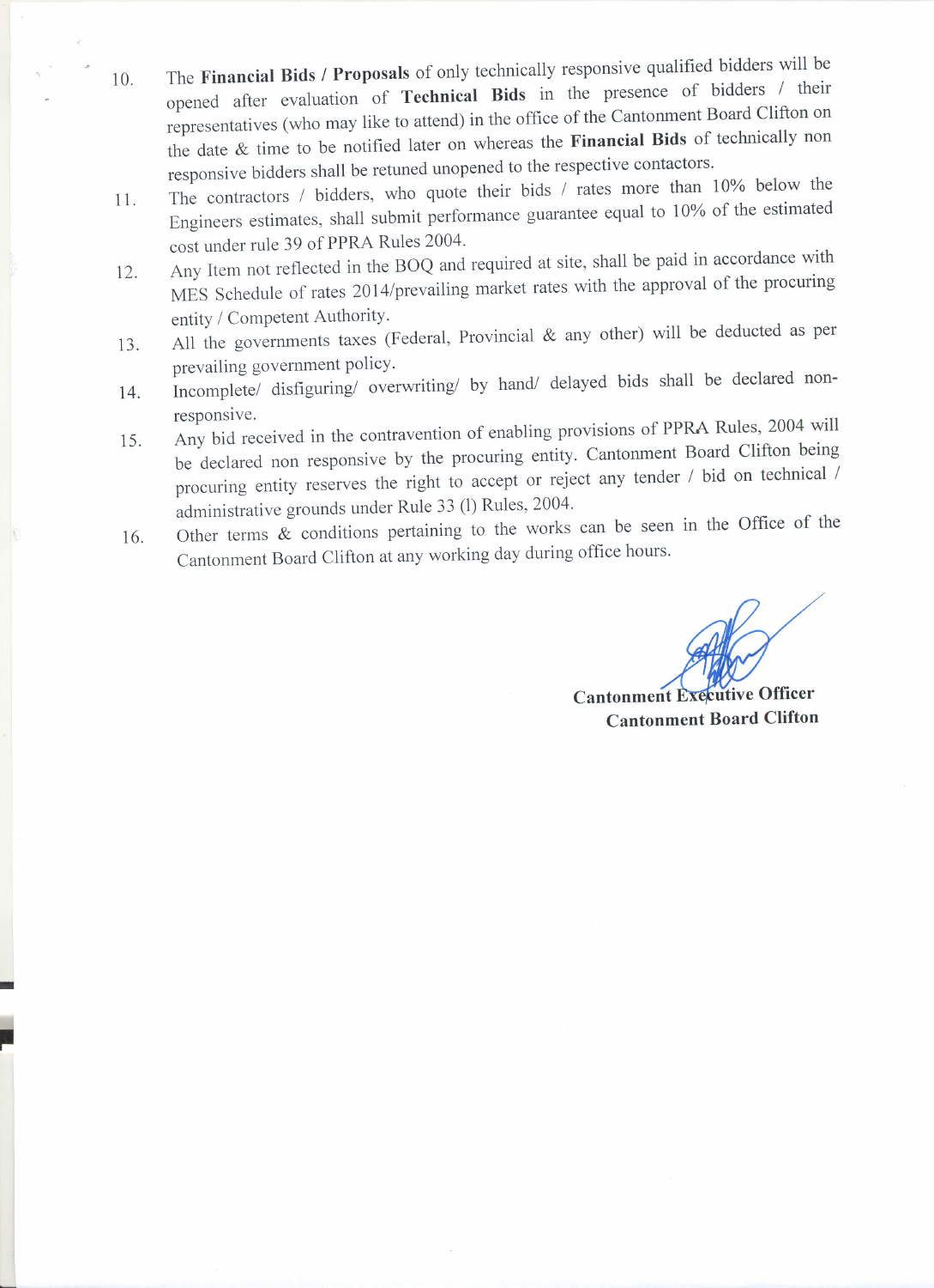10. The **Financial Bids / Proposals** of only technically responsive qualified bidders will be opened after evaluation of **Technical Bids** in the presence of bidders / their representatives (who may like to attend) in the office of the Cantonment Board Clifton on the date & time to be notified later on whereas the **Financial Bids** of technically non responsive bidders shall be retuned unopened to the respective contactors.
11. The contractors / bidders, who quote their bids / rates more than 10% below the Engineers estimates, shall submit performance guarantee equal to 10% of the estimated cost under rule 39 of PPRA Rules 2004.
12. Any Item not reflected in the BOQ and required at site, shall be paid in accordance with MES Schedule of rates 2014/prevailing market rates with the approval of the procuring entity / Competent Authority.
13. All the governments taxes (Federal, Provincial & any other) will be deducted as per prevailing government policy.
14. Incomplete/ disfiguring/ overwriting/ by hand/ delayed bids shall be declared non-responsive.
15. Any bid received in the contravention of enabling provisions of PPRA Rules, 2004 will be declared non responsive by the procuring entity. Cantonment Board Clifton being procuring entity reserves the right to accept or reject any tender / bid on technical / administrative grounds under Rule 33 (l) Rules, 2004.
16. Other terms & conditions pertaining to the works can be seen in the Office of the Cantonment Board Clifton at any working day during office hours.

**Cantonment Executive Officer**
**Cantonment Board Clifton**